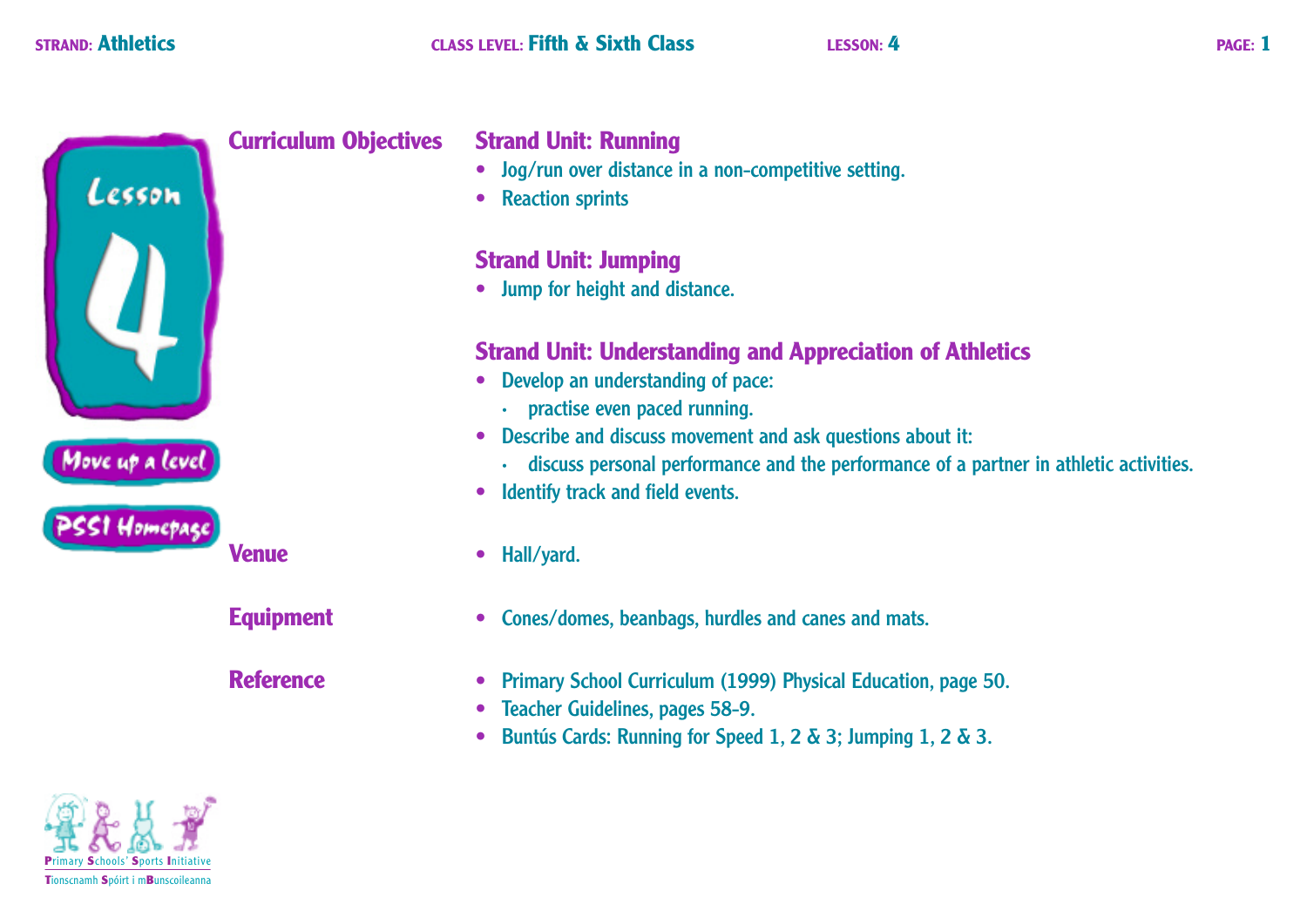**STRAND:** Athletics  **CLASS LEVEL:** Fifth & Sixth Class  **LESSON:** 4

# Lesson 4

Move up a level

PSSI Homepage

## Curriculum Objectives

### Strand Unit: Running

- Jog/run over distance in a non-competitive setting.
- Reaction sprints

### Strand Unit: Jumping

- Jump for height and distance.

### Strand Unit: Understanding and Appreciation of Athletics

- Develop an understanding of pace:
  - practise even paced running.
- Describe and discuss movement and ask questions about it:
  - discuss personal performance and the performance of a partner in athletic activities.
- Identify track and field events.

## Venue

- Hall/yard.

## Equipment

- Cones/domes, beanbags, hurdles and canes and mats.

## Reference

- Primary School Curriculum (1999) Physical Education, page 50.
- Teacher Guidelines, pages 58-9.
- Buntús Cards: Running for Speed 1, 2 & 3; Jumping 1, 2 & 3.

Primary Schools' Sports Initiative
Tionscnamh Spóirt i mBunscoileanna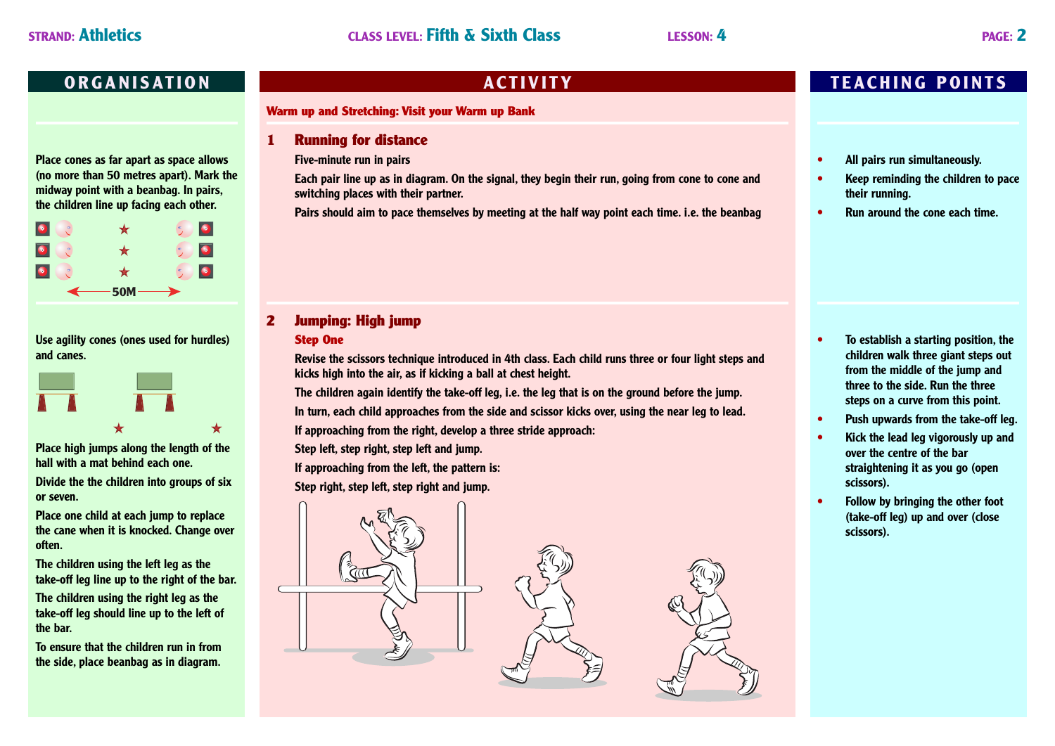**STRAND:** Athletics **CLASS LEVEL:** Fifth & Sixth Class **LESSON:** 4

## ORGANISATION

Place cones as far apart as space allows (no more than 50 metres apart). Mark the midway point with a beanbag. In pairs, the children line up facing each other.

50M

Use agility cones (ones used for hurdles) and canes.

Place high jumps along the length of the hall with a mat behind each one.

Divide the the children into groups of six or seven.

Place one child at each jump to replace the cane when it is knocked. Change over often.

The children using the left leg as the take-off leg line up to the right of the bar.

The children using the right leg as the take-off leg should line up to the left of the bar.

To ensure that the children run in from the side, place beanbag as in diagram.

## ACTIVITY

**Warm up and Stretching: Visit your Warm up Bank**

### 1 Running for distance

Five-minute run in pairs

Each pair line up as in diagram. On the signal, they begin their run, going from cone to cone and switching places with their partner.

Pairs should aim to pace themselves by meeting at the half way point each time. i.e. the beanbag

### 2 Jumping: High jump

**Step One**

Revise the scissors technique introduced in 4th class. Each child runs three or four light steps and kicks high into the air, as if kicking a ball at chest height.

The children again identify the take-off leg, i.e. the leg that is on the ground before the jump.

In turn, each child approaches from the side and scissor kicks over, using the near leg to lead.

If approaching from the right, develop a three stride approach:

Step left, step right, step left and jump.

If approaching from the left, the pattern is:

Step right, step left, step right and jump.

## TEACHING POINTS

- All pairs run simultaneously.
- Keep reminding the children to pace their running.
- Run around the cone each time.

- To establish a starting position, the children walk three giant steps out from the middle of the jump and three to the side. Run the three steps on a curve from this point.
- Push upwards from the take-off leg.
- Kick the lead leg vigorously up and over the centre of the bar straightening it as you go (open scissors).
- Follow by bringing the other foot (take-off leg) up and over (close scissors).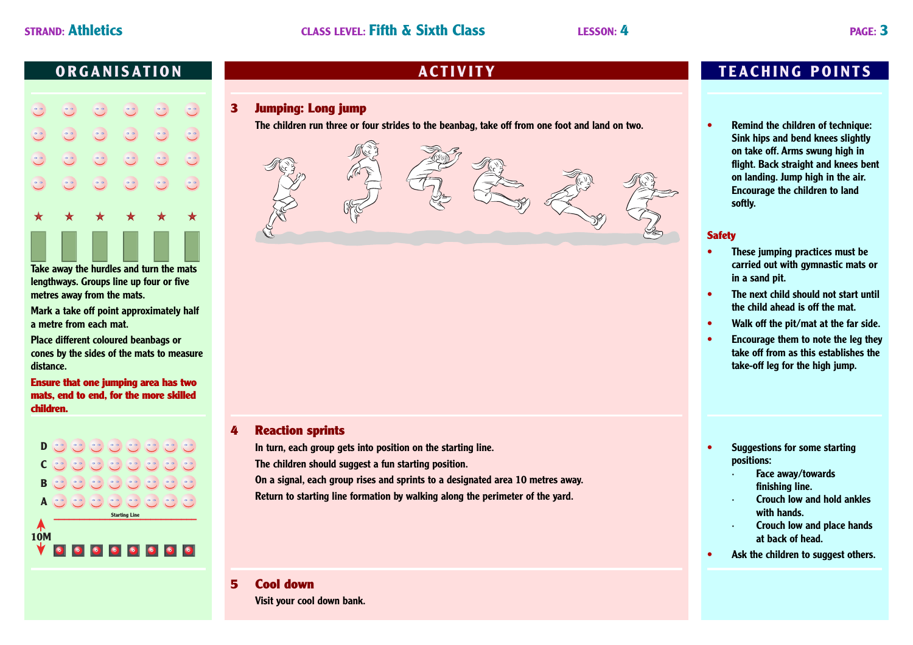**STRAND:** Athletics **CLASS LEVEL:** Fifth & Sixth Class **LESSON:** 4

## ORGANISATION

Take away the hurdles and turn the mats lengthways. Groups line up four or five metres away from the mats.

Mark a take off point approximately half a metre from each mat.

Place different coloured beanbags or cones by the sides of the mats to measure distance.

**Ensure that one jumping area has two mats, end to end, for the more skilled children.**

D
C
B
A

Starting Line

10M

## ACTIVITY

### 3 Jumping: Long jump

The children run three or four strides to the beanbag, take off from one foot and land on two.

### 4 Reaction sprints

In turn, each group gets into position on the starting line.

The children should suggest a fun starting position.

On a signal, each group rises and sprints to a designated area 10 metres away.

Return to starting line formation by walking along the perimeter of the yard.

### 5 Cool down

Visit your cool down bank.

## TEACHING POINTS

- Remind the children of technique: Sink hips and bend knees slightly on take off. Arms swung high in flight. Back straight and knees bent on landing. Jump high in the air. Encourage the children to land softly.

**Safety**

- These jumping practices must be carried out with gymnastic mats or in a sand pit.
- The next child should not start until the child ahead is off the mat.
- Walk off the pit/mat at the far side.
- Encourage them to note the leg they take off from as this establishes the take-off leg for the high jump.

---

- Suggestions for some starting positions:
  - Face away/towards finishing line.
  - Crouch low and hold ankles with hands.
  - Crouch low and place hands at back of head.
- Ask the children to suggest others.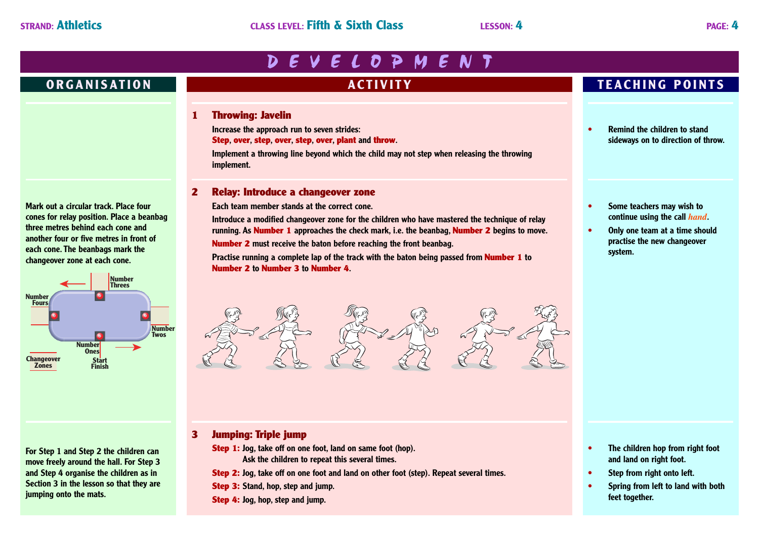STRAND: Athletics CLASS LEVEL: Fifth & Sixth Class LESSON: 4

# DEVELOPMENT

## 1 Throwing: Javelin

**Activity**

Increase the approach run to seven strides:
**Step**, **over**, **step**, **over**, **step**, **over**, **plant** and **throw**.

Implement a throwing line beyond which the child may not step when releasing the throwing implement.

**Teaching Points**

- Remind the children to stand sideways on to direction of throw.

## 2 Relay: Introduce a changeover zone

**Organisation**

Mark out a circular track. Place four cones for relay position. Place a beanbag three metres behind each cone and another four or five metres in front of each cone. The beanbags mark the changeover zone at each cone.

Number Threes
Number Fours
Number Twos
Number Ones
Changeover Zones
Start Finish

**Activity**

Each team member stands at the correct cone.

Introduce a modified changeover zone for the children who have mastered the technique of relay running. As **Number 1** approaches the check mark, i.e. the beanbag, **Number 2** begins to move.

**Number 2** must receive the baton before reaching the front beanbag.

Practise running a complete lap of the track with the baton being passed from **Number 1** to **Number 2** to **Number 3** to **Number 4**.

**Teaching Points**

- Some teachers may wish to continue using the call *hand*.
- Only one team at a time should practise the new changeover system.

## 3 Jumping: Triple jump

**Organisation**

For Step 1 and Step 2 the children can move freely around the hall. For Step 3 and Step 4 organise the children as in Section 3 in the lesson so that they are jumping onto the mats.

**Activity**

**Step 1:** Jog, take off on one foot, land on same foot (hop). Ask the children to repeat this several times.

**Step 2:** Jog, take off on one foot and land on other foot (step). Repeat several times.

**Step 3:** Stand, hop, step and jump.

**Step 4:** Jog, hop, step and jump.

**Teaching Points**

- The children hop from right foot and land on right foot.
- Step from right onto left.
- Spring from left to land with both feet together.